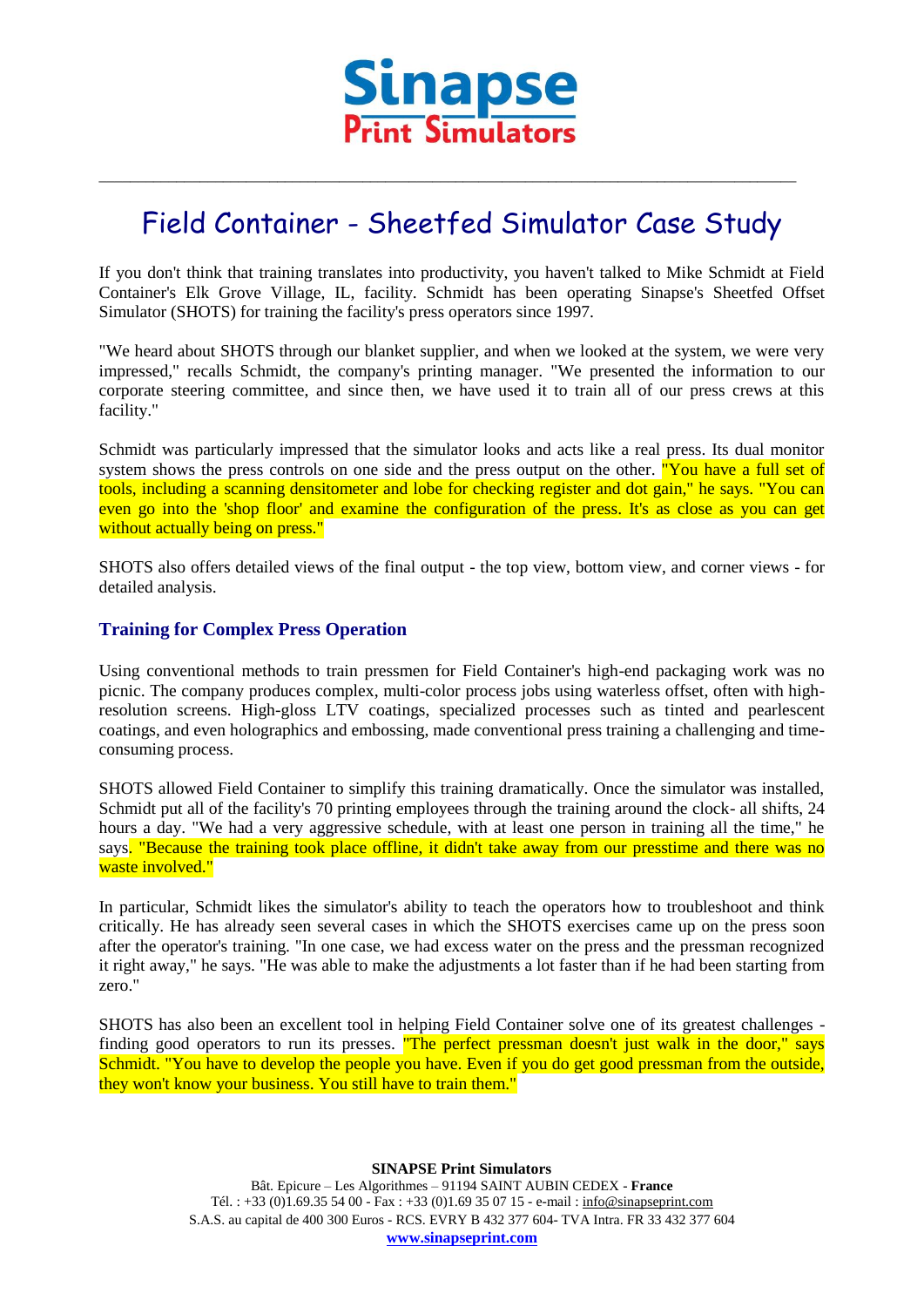# Sinapse Print Simulators

## Field Container - Sheetfed Simulator Case Study

If you don't think that training translates into productivity, you haven't talked to Mike Schmidt at Field Container's Elk Grove Village, IL, facility. Schmidt has been operating Sinapse's Sheetfed Offset Simulator (SHOTS) for training the facility's press operators since 1997.

"We heard about SHOTS through our blanket supplier, and when we looked at the system, we were very impressed," recalls Schmidt, the company's printing manager. "We presented the information to our corporate steering committee, and since then, we have used it to train all of our press crews at this facility."

Schmidt was particularly impressed that the simulator looks and acts like a real press. Its dual monitor system shows the press controls on one side and the press output on the other. "You have a full set of tools, including a scanning densitometer and lobe for checking register and dot gain," he says. "You can even go into the 'shop floor' and examine the configuration of the press. It's as close as you can get without actually being on press."

SHOTS also offers detailed views of the final output - the top view, bottom view, and corner views - for detailed analysis.

### Training for Complex Press Operation

Using conventional methods to train pressmen for Field Container's high-end packaging work was no picnic. The company produces complex, multi-color process jobs using waterless offset, often with high-resolution screens. High-gloss LTV coatings, specialized processes such as tinted and pearlescent coatings, and even holographics and embossing, made conventional press training a challenging and time-consuming process.

SHOTS allowed Field Container to simplify this training dramatically. Once the simulator was installed, Schmidt put all of the facility's 70 printing employees through the training around the clock- all shifts, 24 hours a day. "We had a very aggressive schedule, with at least one person in training all the time," he says. "Because the training took place offline, it didn't take away from our presstime and there was no waste involved."

In particular, Schmidt likes the simulator's ability to teach the operators how to troubleshoot and think critically. He has already seen several cases in which the SHOTS exercises came up on the press soon after the operator's training. "In one case, we had excess water on the press and the pressman recognized it right away," he says. "He was able to make the adjustments a lot faster than if he had been starting from zero."

SHOTS has also been an excellent tool in helping Field Container solve one of its greatest challenges - finding good operators to run its presses. "The perfect pressman doesn't just walk in the door," says Schmidt. "You have to develop the people you have. Even if you do get good pressman from the outside, they won't know your business. You still have to train them."

**SINAPSE Print Simulators**
Bât. Epicure – Les Algorithmes – 91194 SAINT AUBIN CEDEX - **France**
Tél. : +33 (0)1.69.35 54 00 - Fax : +33 (0)1.69 35 07 15 - e-mail : info@sinapseprint.com
S.A.S. au capital de 400 300 Euros - RCS. EVRY B 432 377 604- TVA Intra. FR 33 432 377 604
**www.sinapseprint.com**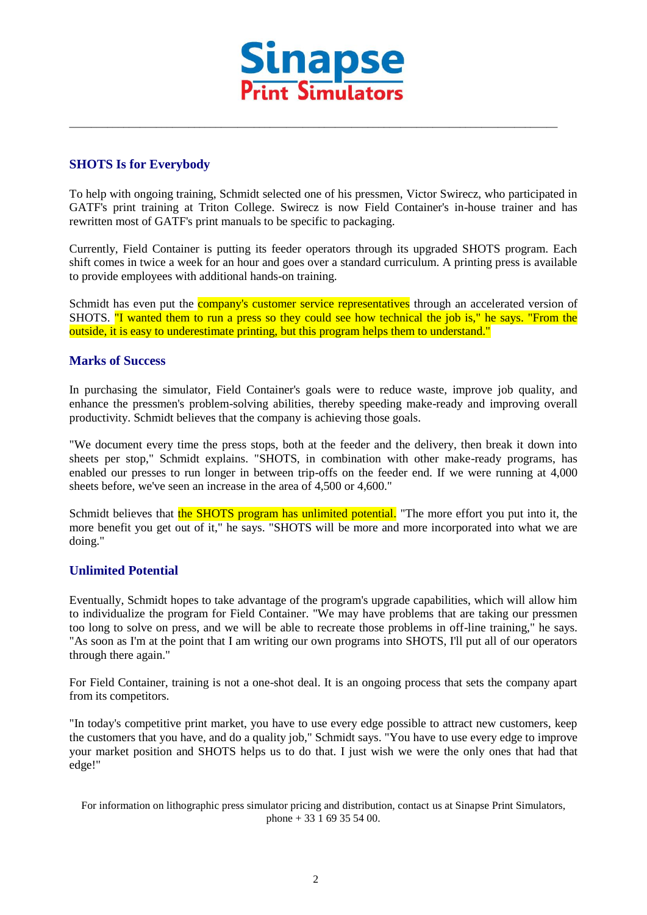## SHOTS Is for Everybody

To help with ongoing training, Schmidt selected one of his pressmen, Victor Swirecz, who participated in GATF's print training at Triton College. Swirecz is now Field Container's in-house trainer and has rewritten most of GATF's print manuals to be specific to packaging.

Currently, Field Container is putting its feeder operators through its upgraded SHOTS program. Each shift comes in twice a week for an hour and goes over a standard curriculum. A printing press is available to provide employees with additional hands-on training.

Schmidt has even put the company's customer service representatives through an accelerated version of SHOTS. "I wanted them to run a press so they could see how technical the job is," he says. "From the outside, it is easy to underestimate printing, but this program helps them to understand."

## Marks of Success

In purchasing the simulator, Field Container's goals were to reduce waste, improve job quality, and enhance the pressmen's problem-solving abilities, thereby speeding make-ready and improving overall productivity. Schmidt believes that the company is achieving those goals.

"We document every time the press stops, both at the feeder and the delivery, then break it down into sheets per stop," Schmidt explains. "SHOTS, in combination with other make-ready programs, has enabled our presses to run longer in between trip-offs on the feeder end. If we were running at 4,000 sheets before, we've seen an increase in the area of 4,500 or 4,600."

Schmidt believes that the SHOTS program has unlimited potential. "The more effort you put into it, the more benefit you get out of it," he says. "SHOTS will be more and more incorporated into what we are doing."

## Unlimited Potential

Eventually, Schmidt hopes to take advantage of the program's upgrade capabilities, which will allow him to individualize the program for Field Container. "We may have problems that are taking our pressmen too long to solve on press, and we will be able to recreate those problems in off-line training," he says. "As soon as I'm at the point that I am writing our own programs into SHOTS, I'll put all of our operators through there again."

For Field Container, training is not a one-shot deal. It is an ongoing process that sets the company apart from its competitors.

"In today's competitive print market, you have to use every edge possible to attract new customers, keep the customers that you have, and do a quality job," Schmidt says. "You have to use every edge to improve your market position and SHOTS helps us to do that. I just wish we were the only ones that had that edge!"

For information on lithographic press simulator pricing and distribution, contact us at Sinapse Print Simulators, phone + 33 1 69 35 54 00.